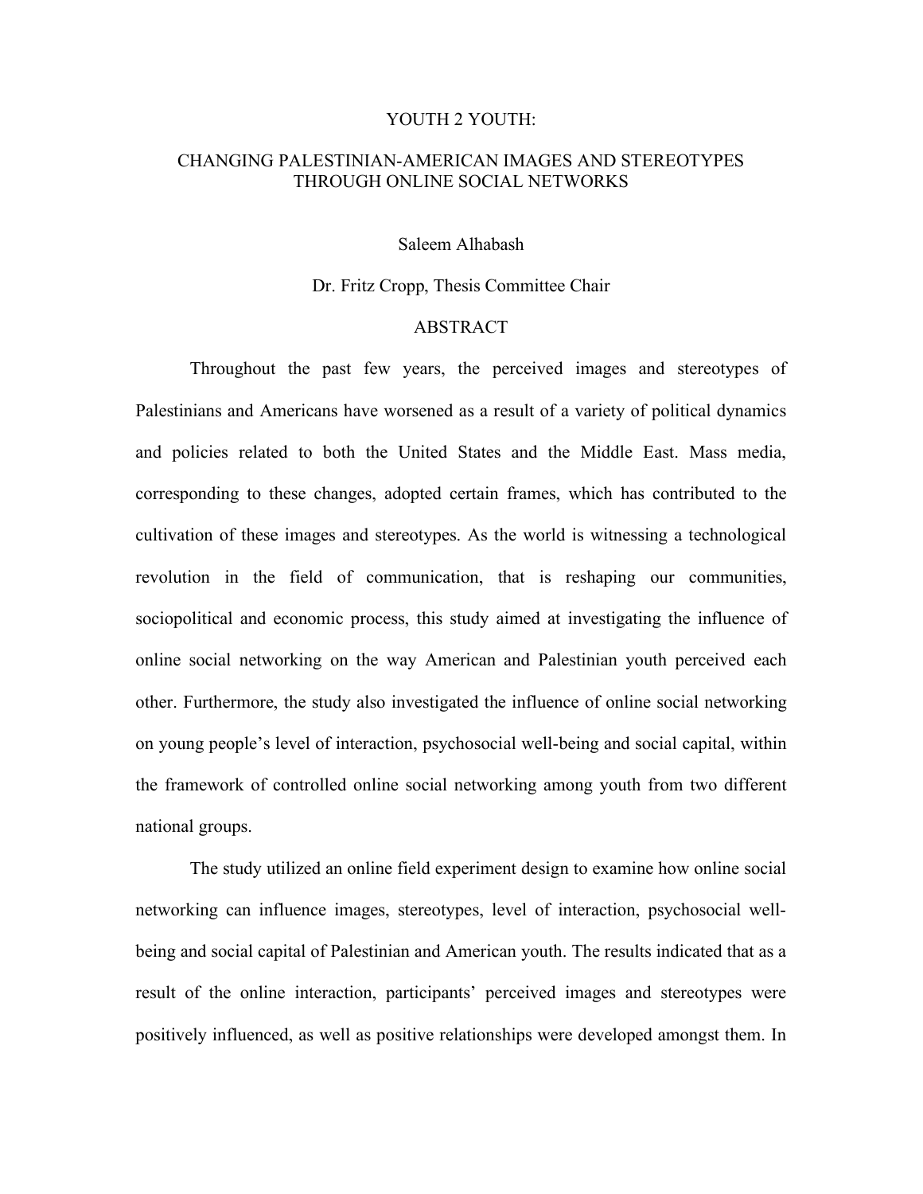# YOUTH 2 YOUTH:

## CHANGING PALESTINIAN-AMERICAN IMAGES AND STEREOTYPES THROUGH ONLINE SOCIAL NETWORKS

Saleem Alhabash

Dr. Fritz Cropp, Thesis Committee Chair

## ABSTRACT

Throughout the past few years, the perceived images and stereotypes of Palestinians and Americans have worsened as a result of a variety of political dynamics and policies related to both the United States and the Middle East. Mass media, corresponding to these changes, adopted certain frames, which has contributed to the cultivation of these images and stereotypes. As the world is witnessing a technological revolution in the field of communication, that is reshaping our communities, sociopolitical and economic process, this study aimed at investigating the influence of online social networking on the way American and Palestinian youth perceived each other. Furthermore, the study also investigated the influence of online social networking on young people's level of interaction, psychosocial well-being and social capital, within the framework of controlled online social networking among youth from two different national groups.

The study utilized an online field experiment design to examine how online social networking can influence images, stereotypes, level of interaction, psychosocial well-being and social capital of Palestinian and American youth. The results indicated that as a result of the online interaction, participants' perceived images and stereotypes were positively influenced, as well as positive relationships were developed amongst them. In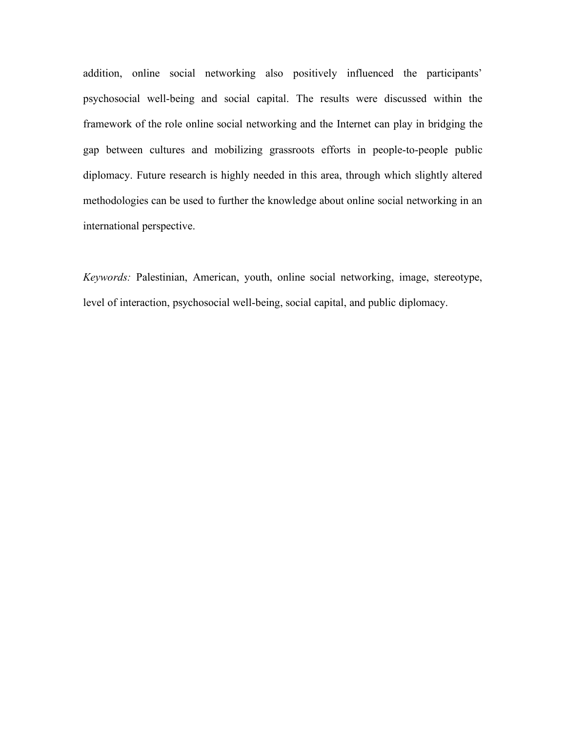addition, online social networking also positively influenced the participants' psychosocial well-being and social capital. The results were discussed within the framework of the role online social networking and the Internet can play in bridging the gap between cultures and mobilizing grassroots efforts in people-to-people public diplomacy. Future research is highly needed in this area, through which slightly altered methodologies can be used to further the knowledge about online social networking in an international perspective.

*Keywords:* Palestinian, American, youth, online social networking, image, stereotype, level of interaction, psychosocial well-being, social capital, and public diplomacy.